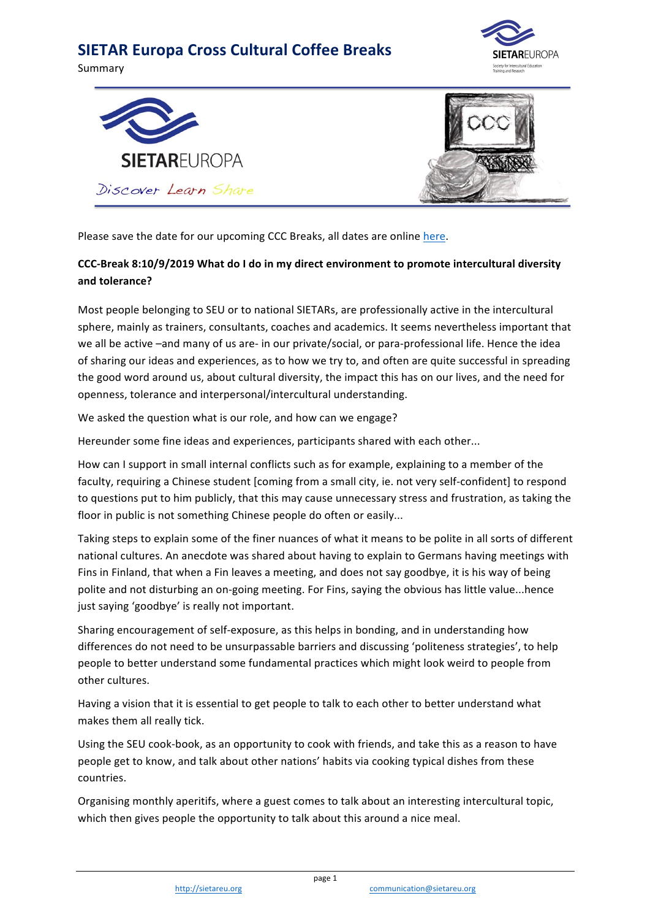# SIETAR Europa Cross Cultural Coffee Breaks

Summary

Please save the date for our upcoming CCC Breaks, all dates are online here.

**CCC-Break 8:10/9/2019 What do I do in my direct environment to promote intercultural diversity and tolerance?**

Most people belonging to SEU or to national SIETARs, are professionally active in the intercultural sphere, mainly as trainers, consultants, coaches and academics. It seems nevertheless important that we all be active –and many of us are- in our private/social, or para-professional life. Hence the idea of sharing our ideas and experiences, as to how we try to, and often are quite successful in spreading the good word around us, about cultural diversity, the impact this has on our lives, and the need for openness, tolerance and interpersonal/intercultural understanding.

We asked the question what is our role, and how can we engage?

Hereunder some fine ideas and experiences, participants shared with each other...

How can I support in small internal conflicts such as for example, explaining to a member of the faculty, requiring a Chinese student [coming from a small city, ie. not very self-confident] to respond to questions put to him publicly, that this may cause unnecessary stress and frustration, as taking the floor in public is not something Chinese people do often or easily...

Taking steps to explain some of the finer nuances of what it means to be polite in all sorts of different national cultures. An anecdote was shared about having to explain to Germans having meetings with Fins in Finland, that when a Fin leaves a meeting, and does not say goodbye, it is his way of being polite and not disturbing an on-going meeting. For Fins, saying the obvious has little value...hence just saying 'goodbye' is really not important.

Sharing encouragement of self-exposure, as this helps in bonding, and in understanding how differences do not need to be unsurpassable barriers and discussing 'politeness strategies', to help people to better understand some fundamental practices which might look weird to people from other cultures.

Having a vision that it is essential to get people to talk to each other to better understand what makes them all really tick.

Using the SEU cook-book, as an opportunity to cook with friends, and take this as a reason to have people get to know, and talk about other nations' habits via cooking typical dishes from these countries.

Organising monthly aperitifs, where a guest comes to talk about an interesting intercultural topic, which then gives people the opportunity to talk about this around a nice meal.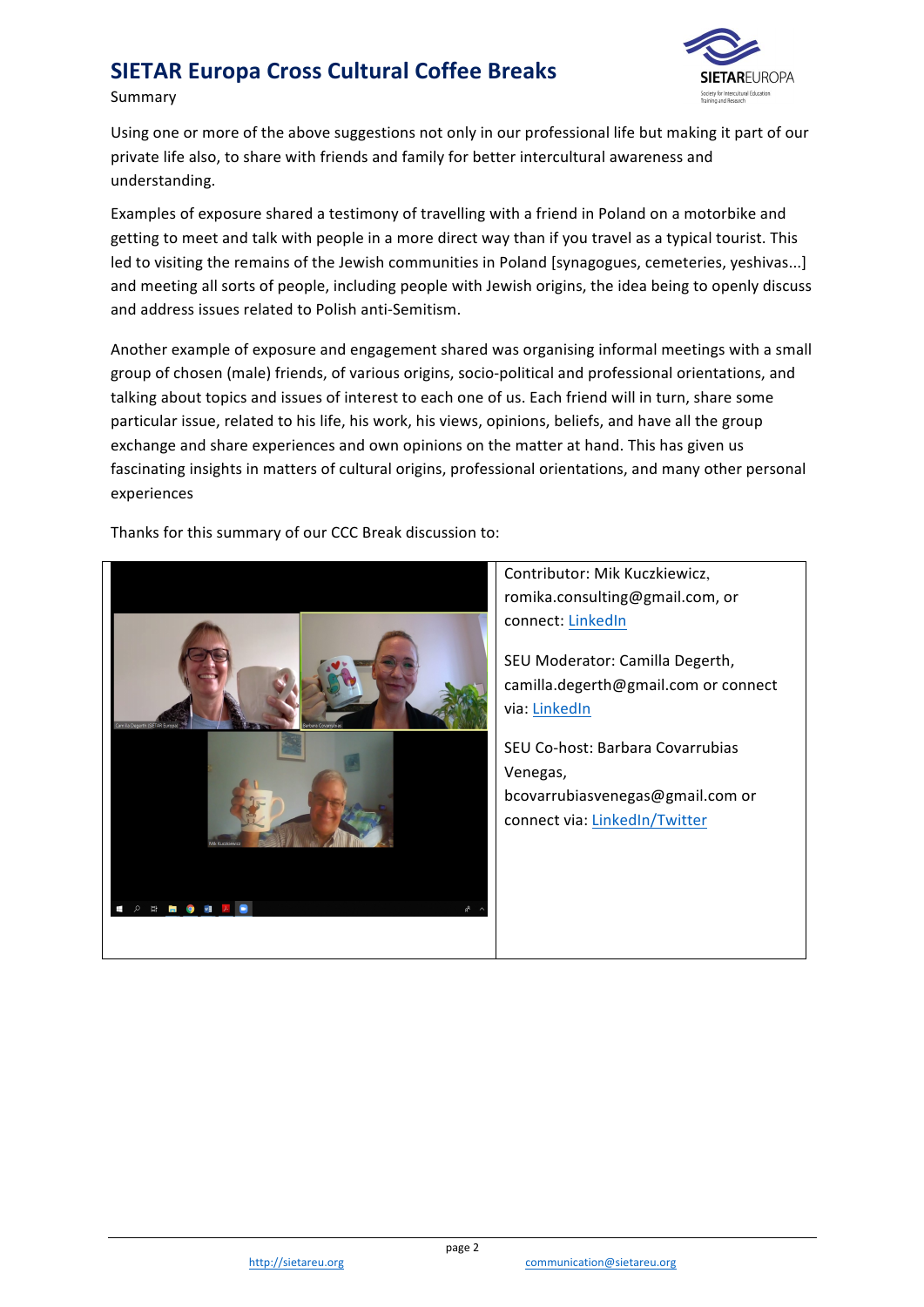Using one or more of the above suggestions not only in our professional life but making it part of our private life also, to share with friends and family for better intercultural awareness and understanding.

Examples of exposure shared a testimony of travelling with a friend in Poland on a motorbike and getting to meet and talk with people in a more direct way than if you travel as a typical tourist. This led to visiting the remains of the Jewish communities in Poland [synagogues, cemeteries, yeshivas...] and meeting all sorts of people, including people with Jewish origins, the idea being to openly discuss and address issues related to Polish anti-Semitism.

Another example of exposure and engagement shared was organising informal meetings with a small group of chosen (male) friends, of various origins, socio-political and professional orientations, and talking about topics and issues of interest to each one of us. Each friend will in turn, share some particular issue, related to his life, his work, his views, opinions, beliefs, and have all the group exchange and share experiences and own opinions on the matter at hand. This has given us fascinating insights in matters of cultural origins, professional orientations, and many other personal experiences

Thanks for this summary of our CCC Break discussion to:

| | |
|---|---|
| | Contributor: Mik Kuczkiewicz, romika.consulting@gmail.com, or connect: LinkedIn<br><br>SEU Moderator: Camilla Degerth, camilla.degerth@gmail.com or connect via: LinkedIn<br><br>SEU Co-host: Barbara Covarrubias Venegas, bcovarrubiasvenegas@gmail.com or connect via: LinkedIn/Twitter |